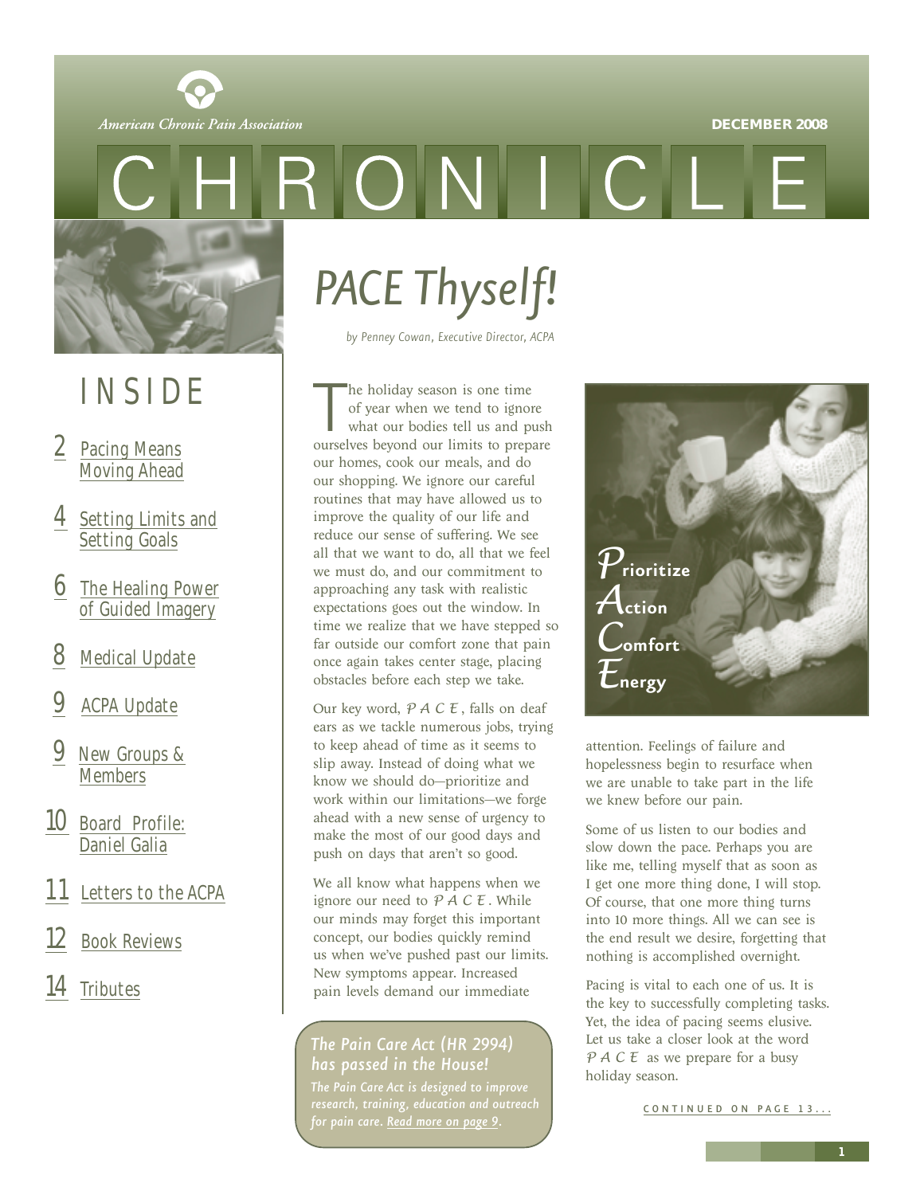American Chronic Pain Association

DECEMBER 2008

# CHRONICLE

## INSIDE

- 2 Pacing Means Moving Ahead
- 4 Setting Limits and Setting Goals
- 6 The Healing Power of Guided Imagery
- 8 Medical Update
- 9 ACPA Update
- 9 New Groups & Members
- 10 Board Profile: Daniel Galia
- 11 Letters to the ACPA
- 12 Book Reviews
- 14 Tributes

# PACE Thyself!

*by Penney Cowan, Executive Director, ACPA*

The holiday season is one time of year when we tend to ignore what our bodies tell us and push ourselves beyond our limits to prepare our homes, cook our meals, and do our shopping. We ignore our careful routines that may have allowed us to improve the quality of our life and reduce our sense of suffering. We see all that we want to do, all that we feel we must do, and our commitment to approaching any task with realistic expectations goes out the window. In time we realize that we have stepped so far outside our comfort zone that pain once again takes center stage, placing obstacles before each step we take.

Our key word, *P A C E*, falls on deaf ears as we tackle numerous jobs, trying to keep ahead of time as it seems to slip away. Instead of doing what we know we should do—prioritize and work within our limitations—we forge ahead with a new sense of urgency to make the most of our good days and push on days that aren't so good.

We all know what happens when we ignore our need to *P A C E*. While our minds may forget this important concept, our bodies quickly remind us when we've pushed past our limits. New symptoms appear. Increased pain levels demand our immediate attention. Feelings of failure and hopelessness begin to resurface when we are unable to take part in the life we knew before our pain.

**P**rioritize
**A**ction
**C**omfort
**E**nergy

Some of us listen to our bodies and slow down the pace. Perhaps you are like me, telling myself that as soon as I get one more thing done, I will stop. Of course, that one more thing turns into 10 more things. All we can see is the end result we desire, forgetting that nothing is accomplished overnight.

Pacing is vital to each one of us. It is the key to successfully completing tasks. Yet, the idea of pacing seems elusive. Let us take a closer look at the word *P A C E* as we prepare for a busy holiday season.

CONTINUED ON PAGE 13...

***The Pain Care Act (HR 2994) has passed in the House!***

*The Pain Care Act is designed to improve research, training, education and outreach for pain care. Read more on page 9.*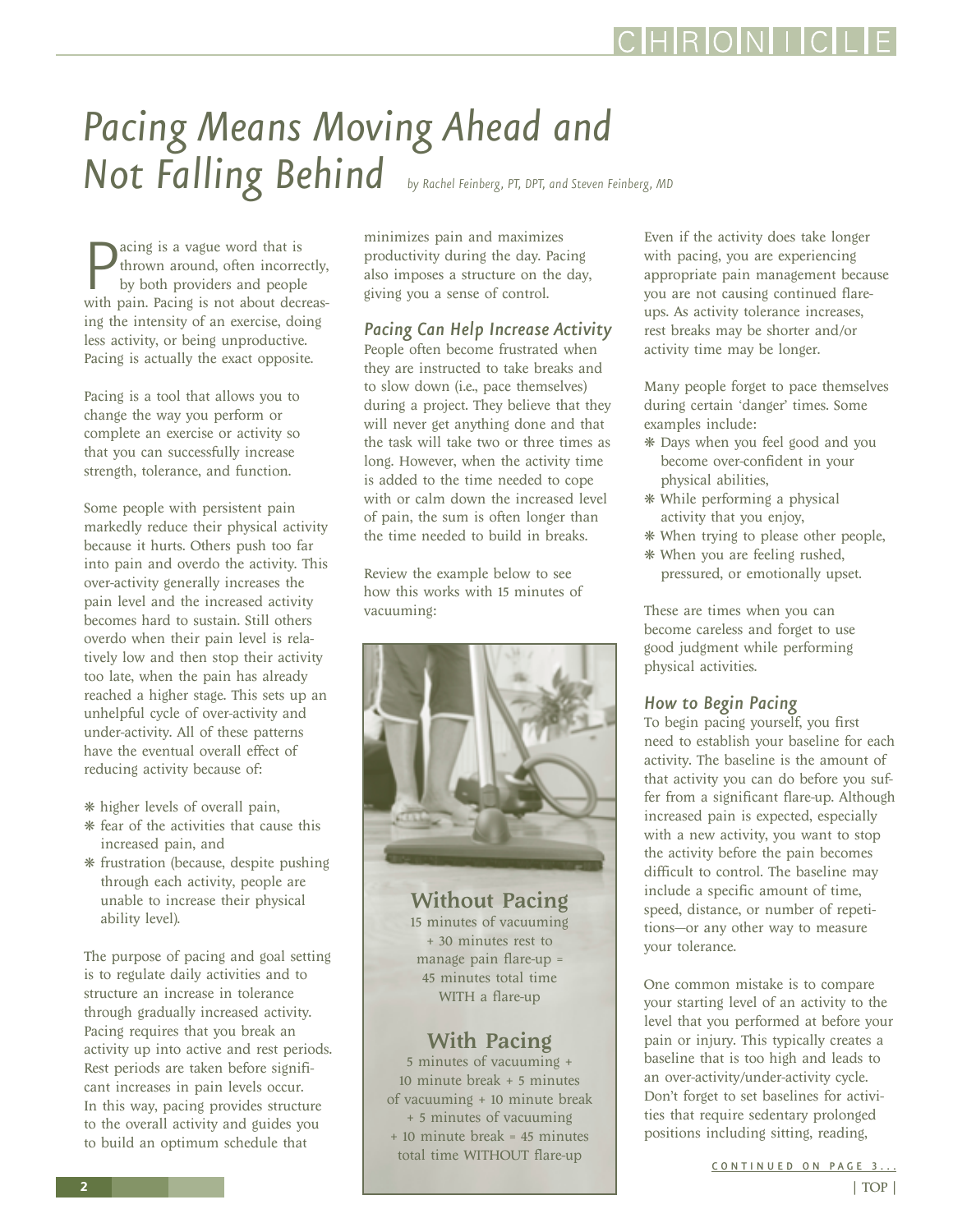# Pacing Means Moving Ahead and Not Falling Behind

*by Rachel Feinberg, PT, DPT, and Steven Feinberg, MD*

Pacing is a vague word that is thrown around, often incorrectly, by both providers and people with pain. Pacing is not about decreasing the intensity of an exercise, doing less activity, or being unproductive. Pacing is actually the exact opposite.

Pacing is a tool that allows you to change the way you perform or complete an exercise or activity so that you can successfully increase strength, tolerance, and function.

Some people with persistent pain markedly reduce their physical activity because it hurts. Others push too far into pain and overdo the activity. This over-activity generally increases the pain level and the increased activity becomes hard to sustain. Still others overdo when their pain level is relatively low and then stop their activity too late, when the pain has already reached a higher stage. This sets up an unhelpful cycle of over-activity and under-activity. All of these patterns have the eventual overall effect of reducing activity because of:

- higher levels of overall pain,
- fear of the activities that cause this increased pain, and
- frustration (because, despite pushing through each activity, people are unable to increase their physical ability level).

The purpose of pacing and goal setting is to regulate daily activities and to structure an increase in tolerance through gradually increased activity. Pacing requires that you break an activity up into active and rest periods. Rest periods are taken before significant increases in pain levels occur. In this way, pacing provides structure to the overall activity and guides you to build an optimum schedule that minimizes pain and maximizes productivity during the day. Pacing also imposes a structure on the day, giving you a sense of control.

## *Pacing Can Help Increase Activity*

People often become frustrated when they are instructed to take breaks and to slow down (i.e., pace themselves) during a project. They believe that they will never get anything done and that the task will take two or three times as long. However, when the activity time is added to the time needed to cope with or calm down the increased level of pain, the sum is often longer than the time needed to build in breaks.

Review the example below to see how this works with 15 minutes of vacuuming:

**Without Pacing**

15 minutes of vacuuming + 30 minutes rest to manage pain flare-up = 45 minutes total time WITH a flare-up

**With Pacing**

5 minutes of vacuuming + 10 minute break + 5 minutes of vacuuming + 10 minute break + 5 minutes of vacuuming + 10 minute break = 45 minutes total time WITHOUT flare-up

Even if the activity does take longer with pacing, you are experiencing appropriate pain management because you are not causing continued flare-ups. As activity tolerance increases, rest breaks may be shorter and/or activity time may be longer.

Many people forget to pace themselves during certain 'danger' times. Some examples include:

- Days when you feel good and you become over-confident in your physical abilities,
- While performing a physical activity that you enjoy,
- When trying to please other people,
- When you are feeling rushed, pressured, or emotionally upset.

These are times when you can become careless and forget to use good judgment while performing physical activities.

## *How to Begin Pacing*

To begin pacing yourself, you first need to establish your baseline for each activity. The baseline is the amount of that activity you can do before you suffer from a significant flare-up. Although increased pain is expected, especially with a new activity, you want to stop the activity before the pain becomes difficult to control. The baseline may include a specific amount of time, speed, distance, or number of repetitions—or any other way to measure your tolerance.

One common mistake is to compare your starting level of an activity to the level that you performed at before your pain or injury. This typically creates a baseline that is too high and leads to an over-activity/under-activity cycle. Don't forget to set baselines for activities that require sedentary prolonged positions including sitting, reading,

CONTINUED ON PAGE 3...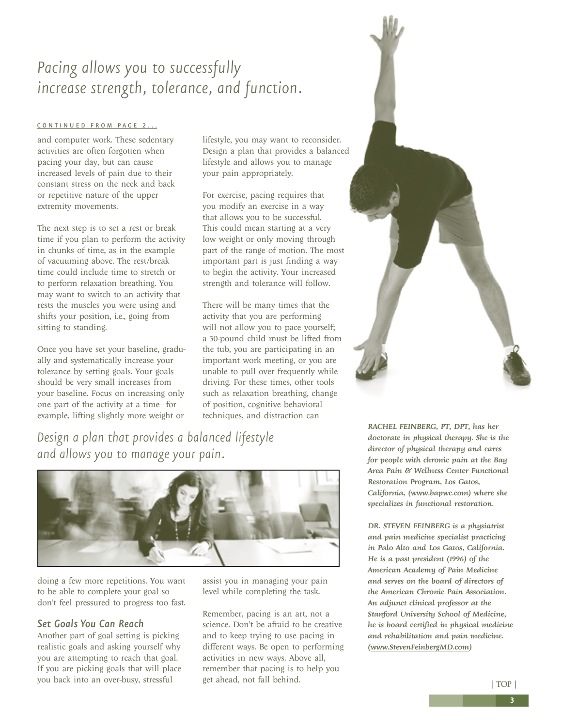*Pacing allows you to successfully increase strength, tolerance, and function.*

CONTINUED FROM PAGE 2...

and computer work. These sedentary activities are often forgotten when pacing your day, but can cause increased levels of pain due to their constant stress on the neck and back or repetitive nature of the upper extremity movements.

The next step is to set a rest or break time if you plan to perform the activity in chunks of time, as in the example of vacuuming above. The rest/break time could include time to stretch or to perform relaxation breathing. You may want to switch to an activity that rests the muscles you were using and shifts your position, i.e., going from sitting to standing.

Once you have set your baseline, gradually and systematically increase your tolerance by setting goals. Your goals should be very small increases from your baseline. Focus on increasing only one part of the activity at a time—for example, lifting slightly more weight or doing a few more repetitions. You want to be able to complete your goal so don't feel pressured to progress too fast.

### Set Goals You Can Reach

Another part of goal setting is picking realistic goals and asking yourself why you are attempting to reach that goal. If you are picking goals that will place you back into an over-busy, stressful lifestyle, you may want to reconsider. Design a plan that provides a balanced lifestyle and allows you to manage your pain appropriately.

For exercise, pacing requires that you modify an exercise in a way that allows you to be successful. This could mean starting at a very low weight or only moving through part of the range of motion. The most important part is just finding a way to begin the activity. Your increased strength and tolerance will follow.

There will be many times that the activity that you are performing will not allow you to pace yourself; a 30-pound child must be lifted from the tub, you are participating in an important work meeting, or you are unable to pull over frequently while driving. For these times, other tools such as relaxation breathing, change of position, cognitive behavioral techniques, and distraction can assist you in managing your pain level while completing the task.

Remember, pacing is an art, not a science. Don't be afraid to be creative and to keep trying to use pacing in different ways. Be open to performing activities in new ways. Above all, remember that pacing is to help you get ahead, not fall behind.

*Design a plan that provides a balanced lifestyle and allows you to manage your pain.*

***RACHEL FEINBERG, PT, DPT, has her doctorate in physical therapy. She is the director of physical therapy and cares for people with chronic pain at the Bay Area Pain & Wellness Center Functional Restoration Program, Los Gatos, California, (www.bapwc.com) where she specializes in functional restoration.***

***DR. STEVEN FEINBERG is a physiatrist and pain medicine specialist practicing in Palo Alto and Los Gatos, California. He is a past president (1996) of the American Academy of Pain Medicine and serves on the board of directors of the American Chronic Pain Association. An adjunct clinical professor at the Stanford University School of Medicine, he is board certified in physical medicine and rehabilitation and pain medicine. (www.StevenFeinbergMD.com)***

| TOP |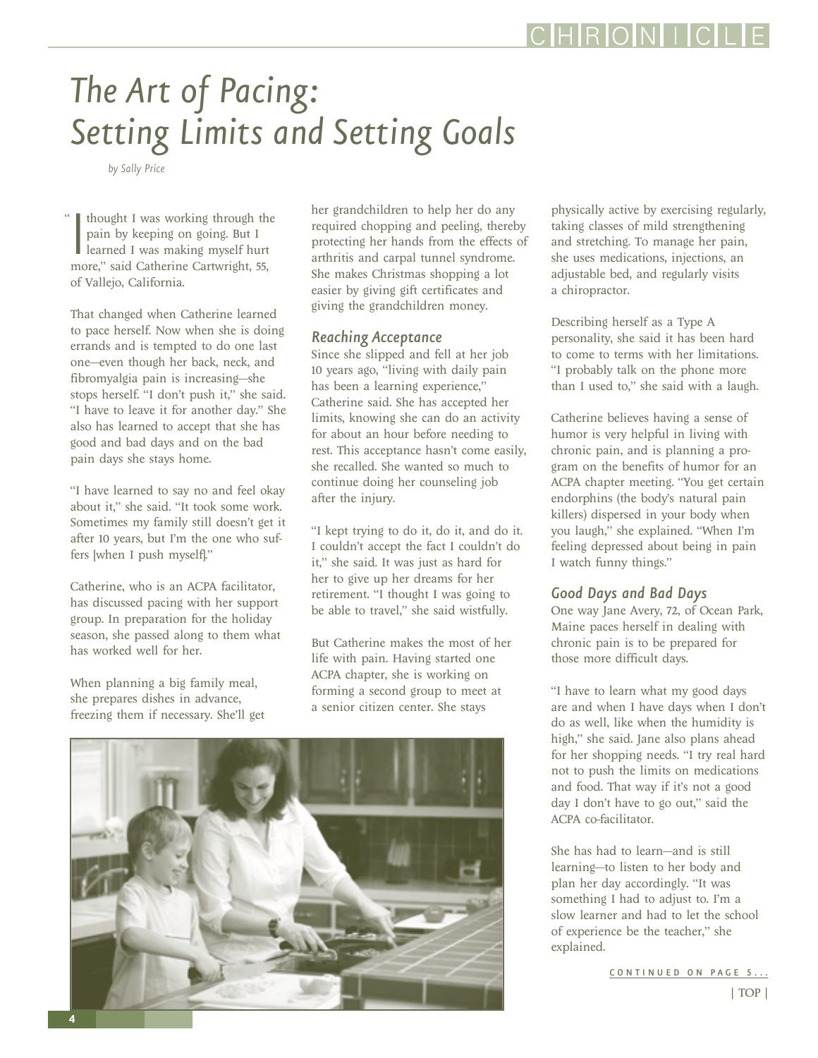# The Art of Pacing: Setting Limits and Setting Goals

*by Sally Price*

"I thought I was working through the pain by keeping on going. But I learned I was making myself hurt more," said Catherine Cartwright, 55, of Vallejo, California.

That changed when Catherine learned to pace herself. Now when she is doing errands and is tempted to do one last one—even though her back, neck, and fibromyalgia pain is increasing—she stops herself. "I don't push it," she said. "I have to leave it for another day." She also has learned to accept that she has good and bad days and on the bad pain days she stays home.

"I have learned to say no and feel okay about it," she said. "It took some work. Sometimes my family still doesn't get it after 10 years, but I'm the one who suffers [when I push myself]."

Catherine, who is an ACPA facilitator, has discussed pacing with her support group. In preparation for the holiday season, she passed along to them what has worked well for her.

When planning a big family meal, she prepares dishes in advance, freezing them if necessary. She'll get her grandchildren to help her do any required chopping and peeling, thereby protecting her hands from the effects of arthritis and carpal tunnel syndrome. She makes Christmas shopping a lot easier by giving gift certificates and giving the grandchildren money.

## Reaching Acceptance

Since she slipped and fell at her job 10 years ago, "living with daily pain has been a learning experience," Catherine said. She has accepted her limits, knowing she can do an activity for about an hour before needing to rest. This acceptance hasn't come easily, she recalled. She wanted so much to continue doing her counseling job after the injury.

"I kept trying to do it, do it, and do it. I couldn't accept the fact I couldn't do it," she said. It was just as hard for her to give up her dreams for her retirement. "I thought I was going to be able to travel," she said wistfully.

But Catherine makes the most of her life with pain. Having started one ACPA chapter, she is working on forming a second group to meet at a senior citizen center. She stays physically active by exercising regularly, taking classes of mild strengthening and stretching. To manage her pain, she uses medications, injections, an adjustable bed, and regularly visits a chiropractor.

Describing herself as a Type A personality, she said it has been hard to come to terms with her limitations. "I probably talk on the phone more than I used to," she said with a laugh.

Catherine believes having a sense of humor is very helpful in living with chronic pain, and is planning a program on the benefits of humor for an ACPA chapter meeting. "You get certain endorphins (the body's natural pain killers) dispersed in your body when you laugh," she explained. "When I'm feeling depressed about being in pain I watch funny things."

## Good Days and Bad Days

One way Jane Avery, 72, of Ocean Park, Maine paces herself in dealing with chronic pain is to be prepared for those more difficult days.

"I have to learn what my good days are and when I have days when I don't do as well, like when the humidity is high," she said. Jane also plans ahead for her shopping needs. "I try real hard not to push the limits on medications and food. That way if it's not a good day I don't have to go out," said the ACPA co-facilitator.

She has had to learn—and is still learning—to listen to her body and plan her day accordingly. "It was something I had to adjust to. I'm a slow learner and had to let the school of experience be the teacher," she explained.

CONTINUED ON PAGE 5...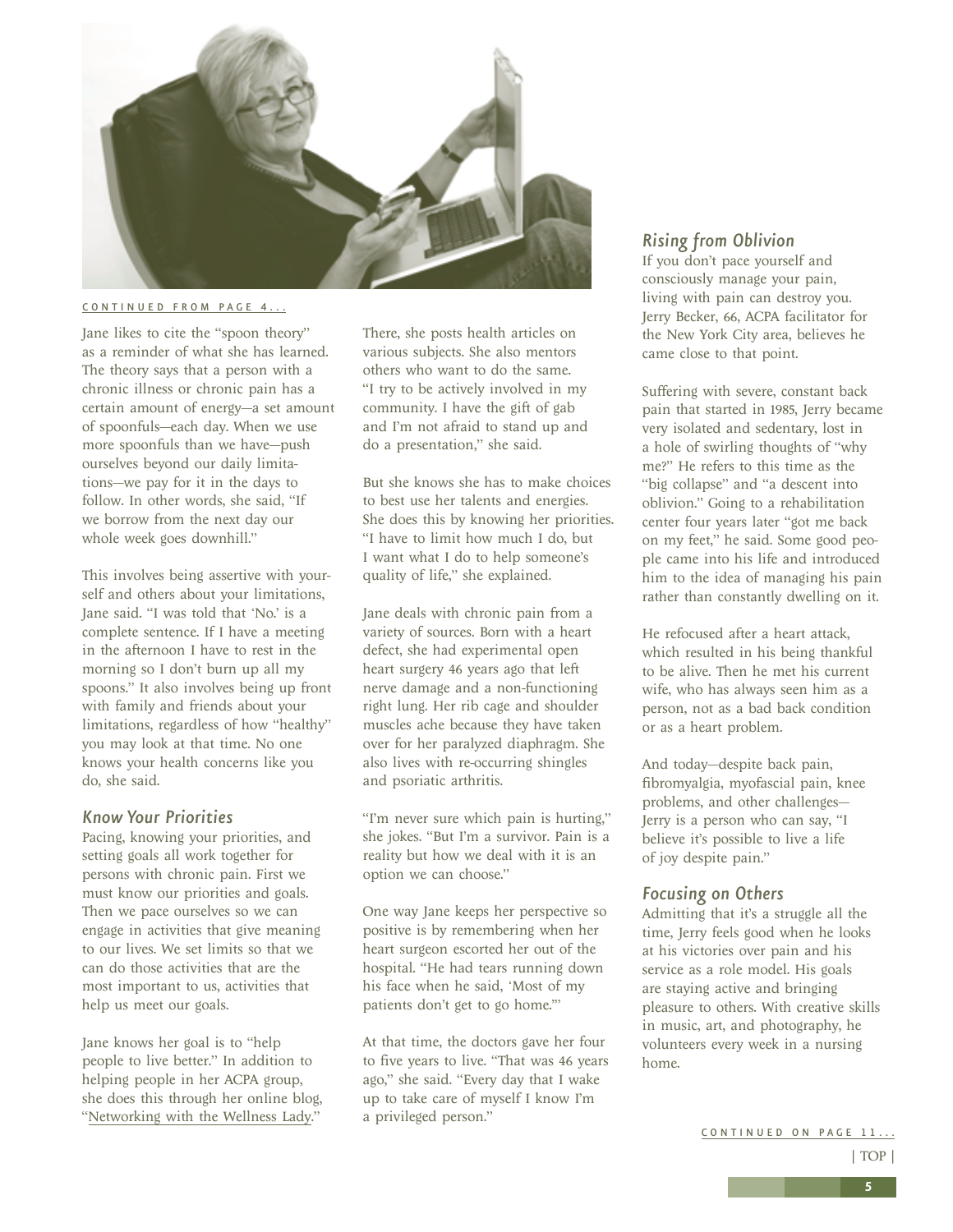CONTINUED FROM PAGE 4...

Jane likes to cite the "spoon theory" as a reminder of what she has learned. The theory says that a person with a chronic illness or chronic pain has a certain amount of energy—a set amount of spoonfuls—each day. When we use more spoonfuls than we have—push ourselves beyond our daily limitations—we pay for it in the days to follow. In other words, she said, "If we borrow from the next day our whole week goes downhill."

This involves being assertive with yourself and others about your limitations, Jane said. "I was told that 'No.' is a complete sentence. If I have a meeting in the afternoon I have to rest in the morning so I don't burn up all my spoons." It also involves being up front with family and friends about your limitations, regardless of how "healthy" you may look at that time. No one knows your health concerns like you do, she said.

## Know Your Priorities

Pacing, knowing your priorities, and setting goals all work together for persons with chronic pain. First we must know our priorities and goals. Then we pace ourselves so we can engage in activities that give meaning to our lives. We set limits so that we can do those activities that are the most important to us, activities that help us meet our goals.

Jane knows her goal is to "help people to live better." In addition to helping people in her ACPA group, she does this through her online blog, "Networking with the Wellness Lady." There, she posts health articles on various subjects. She also mentors others who want to do the same. "I try to be actively involved in my community. I have the gift of gab and I'm not afraid to stand up and do a presentation," she said.

But she knows she has to make choices to best use her talents and energies. She does this by knowing her priorities. "I have to limit how much I do, but I want what I do to help someone's quality of life," she explained.

Jane deals with chronic pain from a variety of sources. Born with a heart defect, she had experimental open heart surgery 46 years ago that left nerve damage and a non-functioning right lung. Her rib cage and shoulder muscles ache because they have taken over for her paralyzed diaphragm. She also lives with re-occurring shingles and psoriatic arthritis.

"I'm never sure which pain is hurting," she jokes. "But I'm a survivor. Pain is a reality but how we deal with it is an option we can choose."

One way Jane keeps her perspective so positive is by remembering when her heart surgeon escorted her out of the hospital. "He had tears running down his face when he said, 'Most of my patients don't get to go home.'"

At that time, the doctors gave her four to five years to live. "That was 46 years ago," she said. "Every day that I wake up to take care of myself I know I'm a privileged person."

## Rising from Oblivion

If you don't pace yourself and consciously manage your pain, living with pain can destroy you. Jerry Becker, 66, ACPA facilitator for the New York City area, believes he came close to that point.

Suffering with severe, constant back pain that started in 1985, Jerry became very isolated and sedentary, lost in a hole of swirling thoughts of "why me?" He refers to this time as the "big collapse" and "a descent into oblivion." Going to a rehabilitation center four years later "got me back on my feet," he said. Some good people came into his life and introduced him to the idea of managing his pain rather than constantly dwelling on it.

He refocused after a heart attack, which resulted in his being thankful to be alive. Then he met his current wife, who has always seen him as a person, not as a bad back condition or as a heart problem.

And today—despite back pain, fibromyalgia, myofascial pain, knee problems, and other challenges—Jerry is a person who can say, "I believe it's possible to live a life of joy despite pain."

## Focusing on Others

Admitting that it's a struggle all the time, Jerry feels good when he looks at his victories over pain and his service as a role model. His goals are staying active and bringing pleasure to others. With creative skills in music, art, and photography, he volunteers every week in a nursing home.

CONTINUED ON PAGE 11...

| TOP |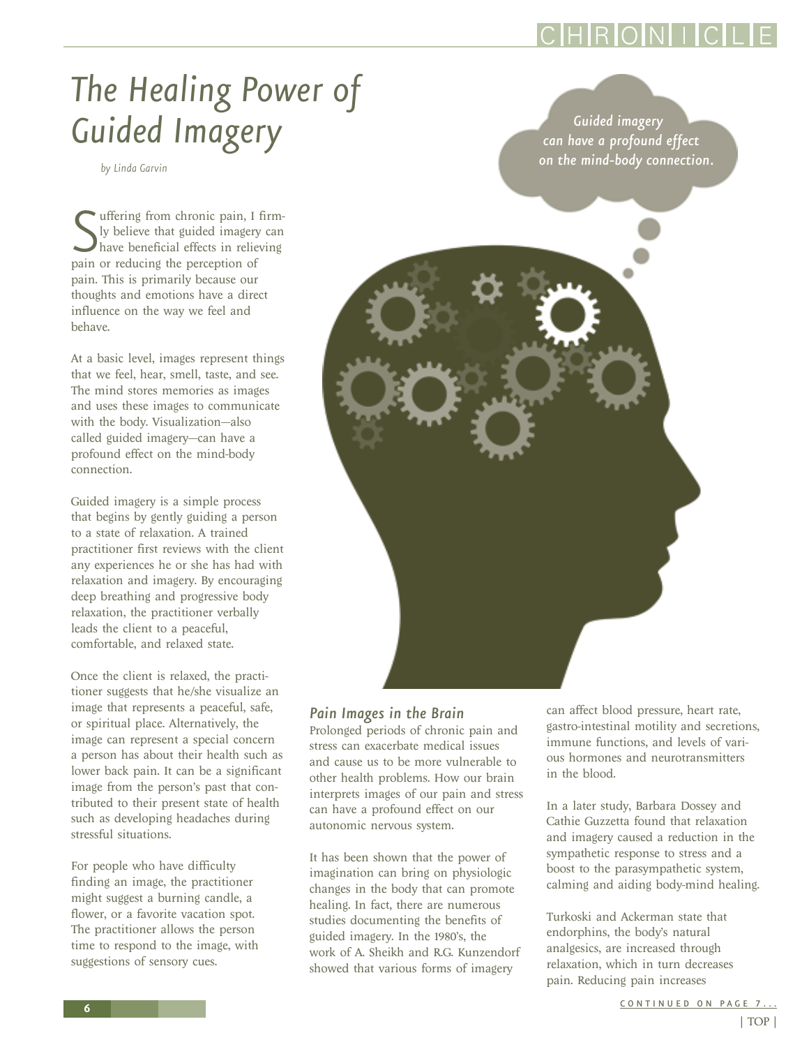# The Healing Power of Guided Imagery

*by Linda Garvin*

Suffering from chronic pain, I firmly believe that guided imagery can have beneficial effects in relieving pain or reducing the perception of pain. This is primarily because our thoughts and emotions have a direct influence on the way we feel and behave.

At a basic level, images represent things that we feel, hear, smell, taste, and see. The mind stores memories as images and uses these images to communicate with the body. Visualization—also called guided imagery—can have a profound effect on the mind-body connection.

Guided imagery is a simple process that begins by gently guiding a person to a state of relaxation. A trained practitioner first reviews with the client any experiences he or she has had with relaxation and imagery. By encouraging deep breathing and progressive body relaxation, the practitioner verbally leads the client to a peaceful, comfortable, and relaxed state.

Once the client is relaxed, the practitioner suggests that he/she visualize an image that represents a peaceful, safe, or spiritual place. Alternatively, the image can represent a special concern a person has about their health such as lower back pain. It can be a significant image from the person's past that contributed to their present state of health such as developing headaches during stressful situations.

For people who have difficulty finding an image, the practitioner might suggest a burning candle, a flower, or a favorite vacation spot. The practitioner allows the person time to respond to the image, with suggestions of sensory cues.

*Guided imagery can have a profound effect on the mind-body connection.*

### *Pain Images in the Brain*

Prolonged periods of chronic pain and stress can exacerbate medical issues and cause us to be more vulnerable to other health problems. How our brain interprets images of our pain and stress can have a profound effect on our autonomic nervous system.

It has been shown that the power of imagination can bring on physiologic changes in the body that can promote healing. In fact, there are numerous studies documenting the benefits of guided imagery. In the 1980's, the work of A. Sheikh and R.G. Kunzendorf showed that various forms of imagery can affect blood pressure, heart rate, gastro-intestinal motility and secretions, immune functions, and levels of various hormones and neurotransmitters in the blood.

In a later study, Barbara Dossey and Cathie Guzzetta found that relaxation and imagery caused a reduction in the sympathetic response to stress and a boost to the parasympathetic system, calming and aiding body-mind healing.

Turkoski and Ackerman state that endorphins, the body's natural analgesics, are increased through relaxation, which in turn decreases pain. Reducing pain increases

CONTINUED ON PAGE 7...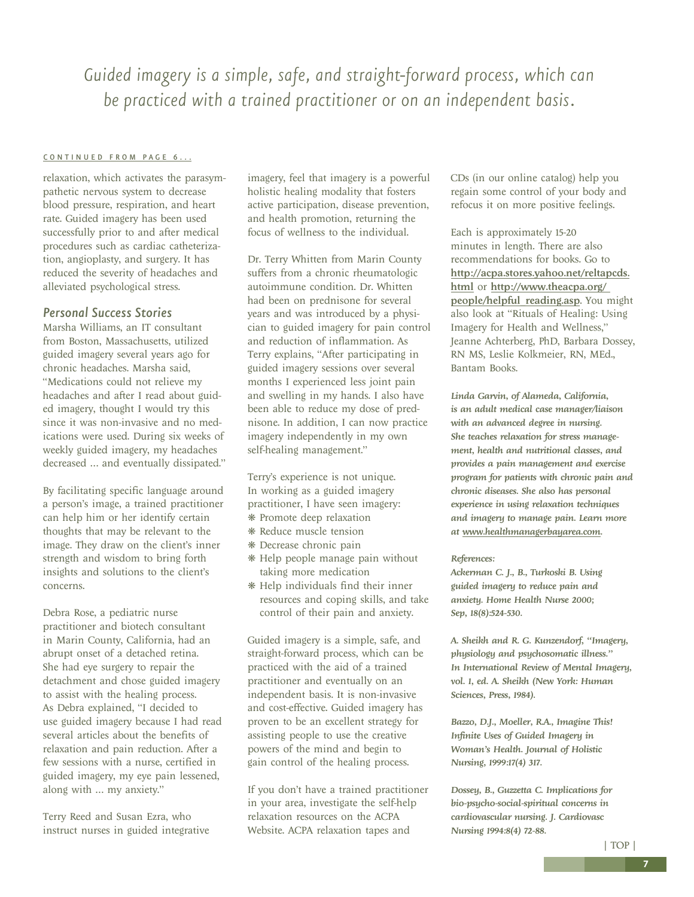*Guided imagery is a simple, safe, and straight-forward process, which can be practiced with a trained practitioner or on an independent basis.*

CONTINUED FROM PAGE 6...

relaxation, which activates the parasympathetic nervous system to decrease blood pressure, respiration, and heart rate. Guided imagery has been used successfully prior to and after medical procedures such as cardiac catheterization, angioplasty, and surgery. It has reduced the severity of headaches and alleviated psychological stress.

## Personal Success Stories

Marsha Williams, an IT consultant from Boston, Massachusetts, utilized guided imagery several years ago for chronic headaches. Marsha said, "Medications could not relieve my headaches and after I read about guided imagery, thought I would try this since it was non-invasive and no medications were used. During six weeks of weekly guided imagery, my headaches decreased ... and eventually dissipated."

By facilitating specific language around a person's image, a trained practitioner can help him or her identify certain thoughts that may be relevant to the image. They draw on the client's inner strength and wisdom to bring forth insights and solutions to the client's concerns.

Debra Rose, a pediatric nurse practitioner and biotech consultant in Marin County, California, had an abrupt onset of a detached retina. She had eye surgery to repair the detachment and chose guided imagery to assist with the healing process. As Debra explained, "I decided to use guided imagery because I had read several articles about the benefits of relaxation and pain reduction. After a few sessions with a nurse, certified in guided imagery, my eye pain lessened, along with ... my anxiety."

Terry Reed and Susan Ezra, who instruct nurses in guided integrative imagery, feel that imagery is a powerful holistic healing modality that fosters active participation, disease prevention, and health promotion, returning the focus of wellness to the individual.

Dr. Terry Whitten from Marin County suffers from a chronic rheumatologic autoimmune condition. Dr. Whitten had been on prednisone for several years and was introduced by a physician to guided imagery for pain control and reduction of inflammation. As Terry explains, "After participating in guided imagery sessions over several months I experienced less joint pain and swelling in my hands. I also have been able to reduce my dose of prednisone. In addition, I can now practice imagery independently in my own self-healing management."

Terry's experience is not unique. In working as a guided imagery practitioner, I have seen imagery:

- Promote deep relaxation
- Reduce muscle tension
- Decrease chronic pain
- Help people manage pain without taking more medication
- Help individuals find their inner resources and coping skills, and take control of their pain and anxiety.

Guided imagery is a simple, safe, and straight-forward process, which can be practiced with the aid of a trained practitioner and eventually on an independent basis. It is non-invasive and cost-effective. Guided imagery has proven to be an excellent strategy for assisting people to use the creative powers of the mind and begin to gain control of the healing process.

If you don't have a trained practitioner in your area, investigate the self-help relaxation resources on the ACPA Website. ACPA relaxation tapes and CDs (in our online catalog) help you regain some control of your body and refocus it on more positive feelings.

Each is approximately 15-20 minutes in length. There are also recommendations for books. Go to **http://acpa.stores.yahoo.net/reltapcds.html** or **http://www.theacpa.org/people/helpful_reading.asp**. You might also look at "Rituals of Healing: Using Imagery for Health and Wellness," Jeanne Achterberg, PhD, Barbara Dossey, RN MS, Leslie Kolkmeier, RN, MEd., Bantam Books.

***Linda Garvin, of Alameda, California, is an adult medical case manager/liaison with an advanced degree in nursing. She teaches relaxation for stress management, health and nutritional classes, and provides a pain management and exercise program for patients with chronic pain and chronic diseases. She also has personal experience in using relaxation techniques and imagery to manage pain. Learn more at www.healthmanagerbayarea.com.***

***References:***

***Ackerman C. J., B., Turkoski B. Using guided imagery to reduce pain and anxiety. Home Health Nurse 2000; Sep, 18(8):524-530.***

***A. Sheikh and R. G. Kunzendorf, "Imagery, physiology and psychosomatic illness." In International Review of Mental Imagery, vol. 1, ed. A. Sheikh (New York: Human Sciences, Press, 1984).***

***Bazzo, D.J., Moeller, R.A., Imagine This! Infinite Uses of Guided Imagery in Woman's Health. Journal of Holistic Nursing, 1999:17(4) 317.***

***Dossey, B., Guzzetta C. Implications for bio-psycho-social-spiritual concerns in cardiovascular nursing. J. Cardiovasc Nursing 1994:8(4) 72-88.***

| TOP |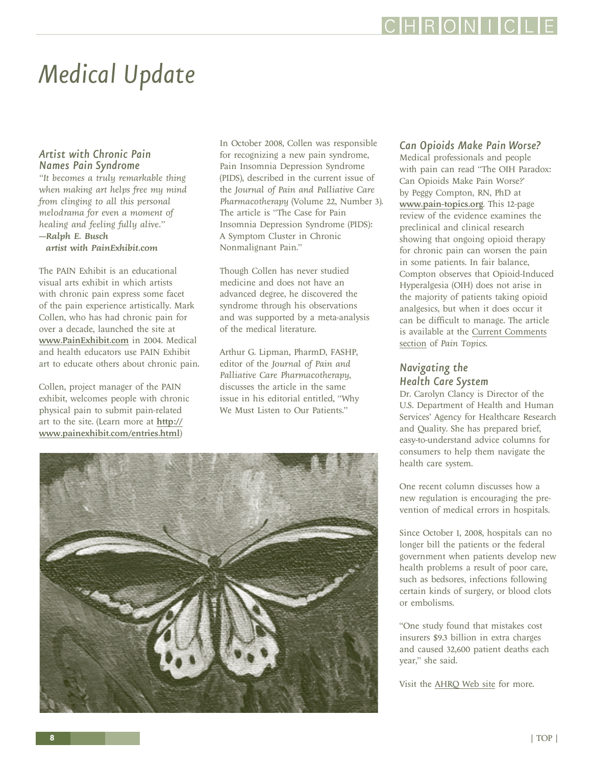# Medical Update

## Artist with Chronic Pain Names Pain Syndrome

*"It becomes a truly remarkable thing when making art helps free my mind from clinging to all this personal melodrama for even a moment of healing and feeling fully alive."*
***—Ralph E. Busch***
***artist with PainExhibit.com***

The PAIN Exhibit is an educational visual arts exhibit in which artists with chronic pain express some facet of the pain experience artistically. Mark Collen, who has had chronic pain for over a decade, launched the site at **www.PainExhibit.com** in 2004. Medical and health educators use PAIN Exhibit art to educate others about chronic pain.

Collen, project manager of the PAIN exhibit, welcomes people with chronic physical pain to submit pain-related art to the site. (Learn more at **http://www.painexhibit.com/entries.html**)

In October 2008, Collen was responsible for recognizing a new pain syndrome, Pain Insomnia Depression Syndrome (PIDS), described in the current issue of the *Journal of Pain and Palliative Care Pharmacotherapy* (Volume 22, Number 3). The article is "The Case for Pain Insomnia Depression Syndrome (PIDS): A Symptom Cluster in Chronic Nonmalignant Pain."

Though Collen has never studied medicine and does not have an advanced degree, he discovered the syndrome through his observations and was supported by a meta-analysis of the medical literature.

Arthur G. Lipman, PharmD, FASHP, editor of the *Journal of Pain and Palliative Care Pharmacotherapy*, discusses the article in the same issue in his editorial entitled, "Why We Must Listen to Our Patients."

## Can Opioids Make Pain Worse?

Medical professionals and people with pain can read "The OIH Paradox: Can Opioids Make Pain Worse?' by Peggy Compton, RN, PhD at **www.pain-topics.org**. This 12-page review of the evidence examines the preclinical and clinical research showing that ongoing opioid therapy for chronic pain can worsen the pain in some patients. In fair balance, Compton observes that Opioid-Induced Hyperalgesia (OIH) does not arise in the majority of patients taking opioid analgesics, but when it does occur it can be difficult to manage. The article is available at the Current Comments section of *Pain Topics*.

## Navigating the Health Care System

Dr. Carolyn Clancy is Director of the U.S. Department of Health and Human Services' Agency for Healthcare Research and Quality. She has prepared brief, easy-to-understand advice columns for consumers to help them navigate the health care system.

One recent column discusses how a new regulation is encouraging the prevention of medical errors in hospitals.

Since October 1, 2008, hospitals can no longer bill the patients or the federal government when patients develop new health problems a result of poor care, such as bedsores, infections following certain kinds of surgery, or blood clots or embolisms.

"One study found that mistakes cost insurers $9.3 billion in extra charges and caused 32,600 patient deaths each year," she said.

Visit the AHRQ Web site for more.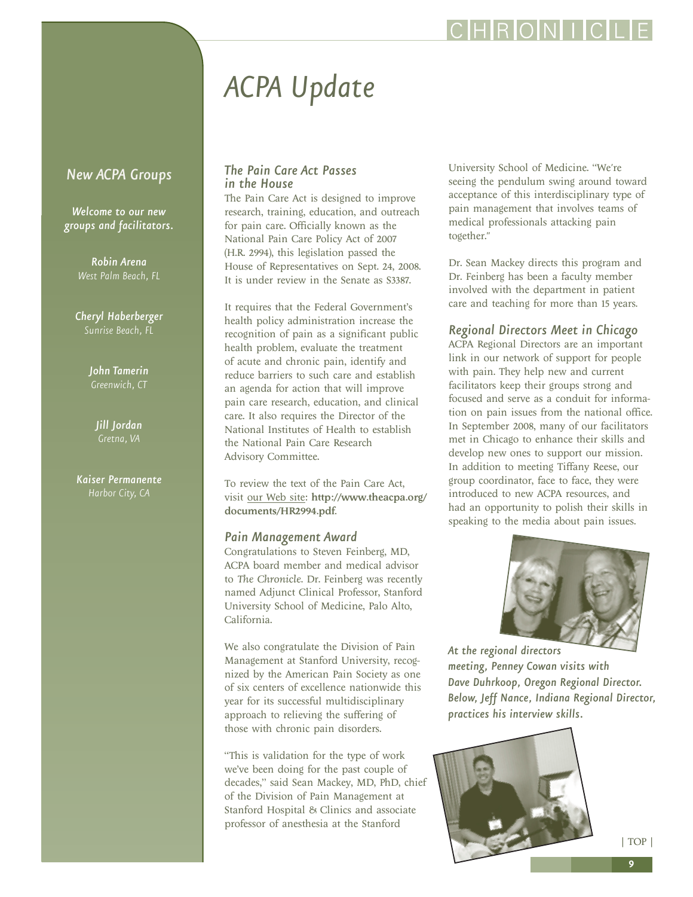# ACPA Update

## New ACPA Groups

*Welcome to our new groups and facilitators.*

**Robin Arena**
*West Palm Beach, FL*

**Cheryl Haberberger**
*Sunrise Beach, FL*

**John Tamerin**
*Greenwich, CT*

**Jill Jordan**
*Gretna, VA*

**Kaiser Permanente**
*Harbor City, CA*

### The Pain Care Act Passes in the House

The Pain Care Act is designed to improve research, training, education, and outreach for pain care. Officially known as the National Pain Care Policy Act of 2007 (H.R. 2994), this legislation passed the House of Representatives on Sept. 24, 2008. It is under review in the Senate as S3387.

It requires that the Federal Government's health policy administration increase the recognition of pain as a significant public health problem, evaluate the treatment of acute and chronic pain, identify and reduce barriers to such care and establish an agenda for action that will improve pain care research, education, and clinical care. It also requires the Director of the National Institutes of Health to establish the National Pain Care Research Advisory Committee.

To review the text of the Pain Care Act, visit our Web site: **http://www.theacpa.org/documents/HR2994.pdf**.

### Pain Management Award

Congratulations to Steven Feinberg, MD, ACPA board member and medical advisor to *The Chronicle*. Dr. Feinberg was recently named Adjunct Clinical Professor, Stanford University School of Medicine, Palo Alto, California.

We also congratulate the Division of Pain Management at Stanford University, recognized by the American Pain Society as one of six centers of excellence nationwide this year for its successful multidisciplinary approach to relieving the suffering of those with chronic pain disorders.

"This is validation for the type of work we've been doing for the past couple of decades," said Sean Mackey, MD, PhD, chief of the Division of Pain Management at Stanford Hospital & Clinics and associate professor of anesthesia at the Stanford University School of Medicine. "We're seeing the pendulum swing around toward acceptance of this interdisciplinary type of pain management that involves teams of medical professionals attacking pain together."

Dr. Sean Mackey directs this program and Dr. Feinberg has been a faculty member involved with the department in patient care and teaching for more than 15 years.

### Regional Directors Meet in Chicago

ACPA Regional Directors are an important link in our network of support for people with pain. They help new and current facilitators keep their groups strong and focused and serve as a conduit for information on pain issues from the national office. In September 2008, many of our facilitators met in Chicago to enhance their skills and develop new ones to support our mission. In addition to meeting Tiffany Reese, our group coordinator, face to face, they were introduced to new ACPA resources, and had an opportunity to polish their skills in speaking to the media about pain issues.

*At the regional directors meeting, Penney Cowan visits with Dave Duhrkoop, Oregon Regional Director. Below, Jeff Nance, Indiana Regional Director, practices his interview skills.*

| TOP |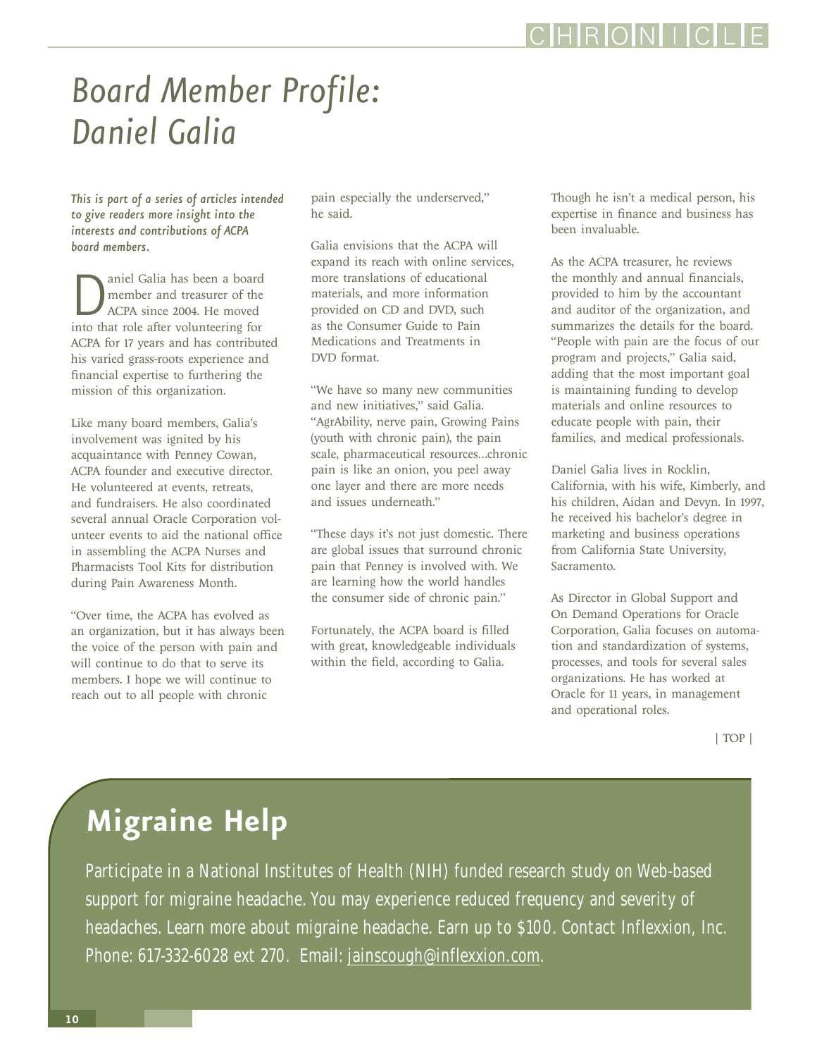# Board Member Profile: Daniel Galia

*This is part of a series of articles intended to give readers more insight into the interests and contributions of ACPA board members.*

Daniel Galia has been a board member and treasurer of the ACPA since 2004. He moved into that role after volunteering for ACPA for 17 years and has contributed his varied grass-roots experience and financial expertise to furthering the mission of this organization.

Like many board members, Galia's involvement was ignited by his acquaintance with Penney Cowan, ACPA founder and executive director. He volunteered at events, retreats, and fundraisers. He also coordinated several annual Oracle Corporation volunteer events to aid the national office in assembling the ACPA Nurses and Pharmacists Tool Kits for distribution during Pain Awareness Month.

"Over time, the ACPA has evolved as an organization, but it has always been the voice of the person with pain and will continue to do that to serve its members. I hope we will continue to reach out to all people with chronic pain especially the underserved," he said.

Galia envisions that the ACPA will expand its reach with online services, more translations of educational materials, and more information provided on CD and DVD, such as the Consumer Guide to Pain Medications and Treatments in DVD format.

"We have so many new communities and new initiatives," said Galia. "AgrAbility, nerve pain, Growing Pains (youth with chronic pain), the pain scale, pharmaceutical resources...chronic pain is like an onion, you peel away one layer and there are more needs and issues underneath."

"These days it's not just domestic. There are global issues that surround chronic pain that Penney is involved with. We are learning how the world handles the consumer side of chronic pain."

Fortunately, the ACPA board is filled with great, knowledgeable individuals within the field, according to Galia. Though he isn't a medical person, his expertise in finance and business has been invaluable.

As the ACPA treasurer, he reviews the monthly and annual financials, provided to him by the accountant and auditor of the organization, and summarizes the details for the board. "People with pain are the focus of our program and projects," Galia said, adding that the most important goal is maintaining funding to develop materials and online resources to educate people with pain, their families, and medical professionals.

Daniel Galia lives in Rocklin, California, with his wife, Kimberly, and his children, Aidan and Devyn. In 1997, he received his bachelor's degree in marketing and business operations from California State University, Sacramento.

As Director in Global Support and On Demand Operations for Oracle Corporation, Galia focuses on automation and standardization of systems, processes, and tools for several sales organizations. He has worked at Oracle for 11 years, in management and operational roles.

| TOP |

## Migraine Help

Participate in a National Institutes of Health (NIH) funded research study on Web-based support for migraine headache. You may experience reduced frequency and severity of headaches. Learn more about migraine headache. Earn up to $100. Contact Inflexxion, Inc. Phone: 617-332-6028 ext 270. Email: jainscough@inflexxion.com.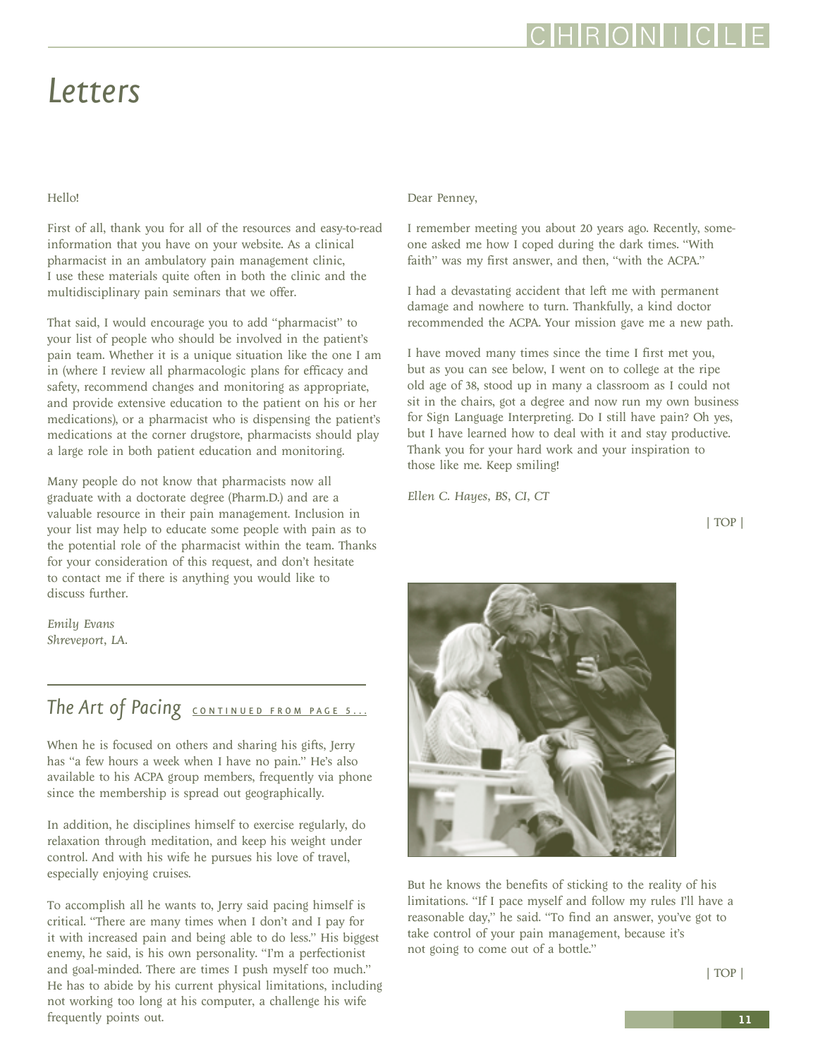# Letters

Hello!

First of all, thank you for all of the resources and easy-to-read information that you have on your website. As a clinical pharmacist in an ambulatory pain management clinic, I use these materials quite often in both the clinic and the multidisciplinary pain seminars that we offer.

That said, I would encourage you to add "pharmacist" to your list of people who should be involved in the patient's pain team. Whether it is a unique situation like the one I am in (where I review all pharmacologic plans for efficacy and safety, recommend changes and monitoring as appropriate, and provide extensive education to the patient on his or her medications), or a pharmacist who is dispensing the patient's medications at the corner drugstore, pharmacists should play a large role in both patient education and monitoring.

Many people do not know that pharmacists now all graduate with a doctorate degree (Pharm.D.) and are a valuable resource in their pain management. Inclusion in your list may help to educate some people with pain as to the potential role of the pharmacist within the team. Thanks for your consideration of this request, and don't hesitate to contact me if there is anything you would like to discuss further.

*Emily Evans*
*Shreveport, LA.*

Dear Penney,

I remember meeting you about 20 years ago. Recently, someone asked me how I coped during the dark times. "With faith" was my first answer, and then, "with the ACPA."

I had a devastating accident that left me with permanent damage and nowhere to turn. Thankfully, a kind doctor recommended the ACPA. Your mission gave me a new path.

I have moved many times since the time I first met you, but as you can see below, I went on to college at the ripe old age of 38, stood up in many a classroom as I could not sit in the chairs, got a degree and now run my own business for Sign Language Interpreting. Do I still have pain? Oh yes, but I have learned how to deal with it and stay productive. Thank you for your hard work and your inspiration to those like me. Keep smiling!

*Ellen C. Hayes, BS, CI, CT*

| TOP |

## The Art of Pacing CONTINUED FROM PAGE 5...

When he is focused on others and sharing his gifts, Jerry has "a few hours a week when I have no pain." He's also available to his ACPA group members, frequently via phone since the membership is spread out geographically.

In addition, he disciplines himself to exercise regularly, do relaxation through meditation, and keep his weight under control. And with his wife he pursues his love of travel, especially enjoying cruises.

To accomplish all he wants to, Jerry said pacing himself is critical. "There are many times when I don't and I pay for it with increased pain and being able to do less." His biggest enemy, he said, is his own personality. "I'm a perfectionist and goal-minded. There are times I push myself too much." He has to abide by his current physical limitations, including not working too long at his computer, a challenge his wife frequently points out.

But he knows the benefits of sticking to the reality of his limitations. "If I pace myself and follow my rules I'll have a reasonable day," he said. "To find an answer, you've got to take control of your pain management, because it's not going to come out of a bottle."

| TOP |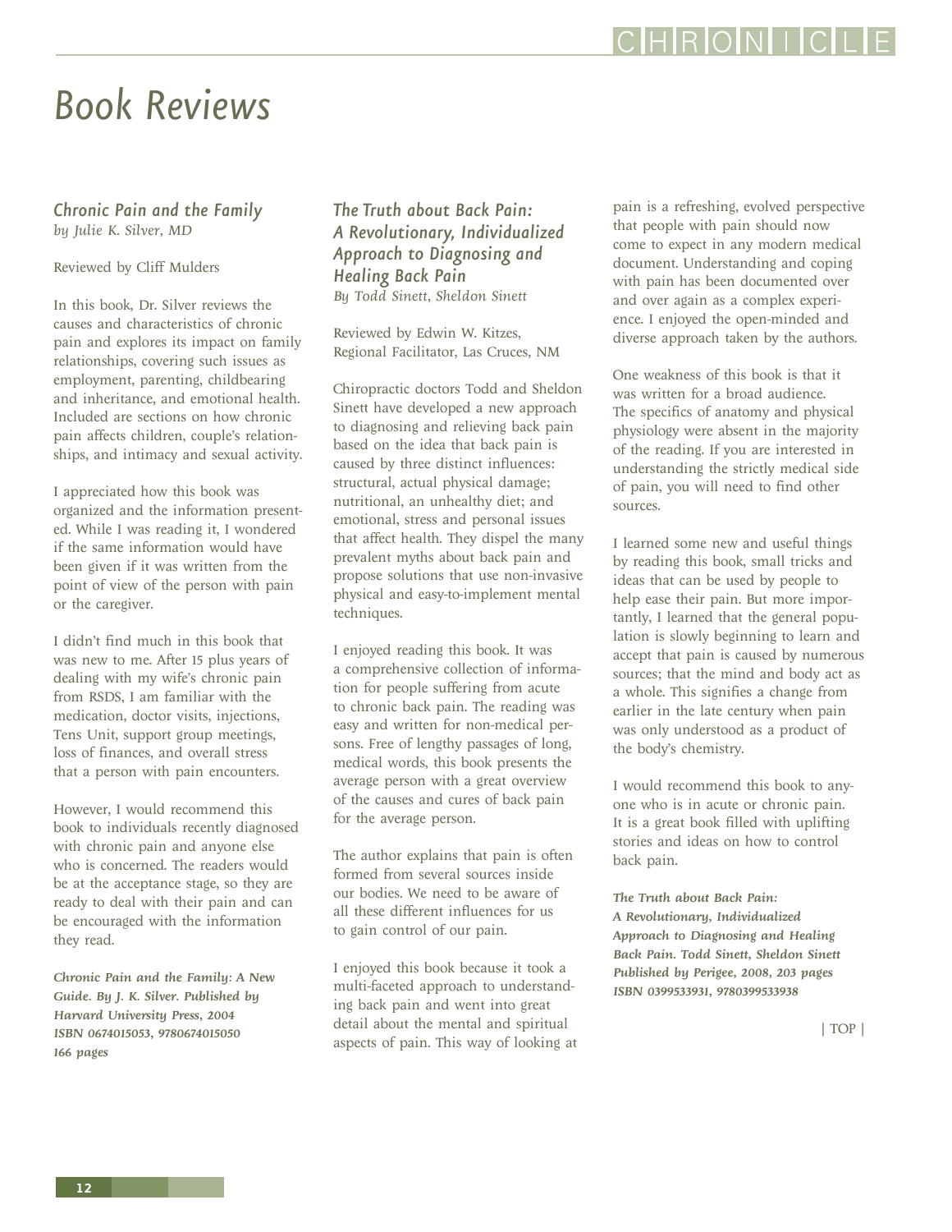# Book Reviews

## *Chronic Pain and the Family*

*by Julie K. Silver, MD*

Reviewed by Cliff Mulders

In this book, Dr. Silver reviews the causes and characteristics of chronic pain and explores its impact on family relationships, covering such issues as employment, parenting, childbearing and inheritance, and emotional health. Included are sections on how chronic pain affects children, couple's relationships, and intimacy and sexual activity.

I appreciated how this book was organized and the information presented. While I was reading it, I wondered if the same information would have been given if it was written from the point of view of the person with pain or the caregiver.

I didn't find much in this book that was new to me. After 15 plus years of dealing with my wife's chronic pain from RSDS, I am familiar with the medication, doctor visits, injections, Tens Unit, support group meetings, loss of finances, and overall stress that a person with pain encounters.

However, I would recommend this book to individuals recently diagnosed with chronic pain and anyone else who is concerned. The readers would be at the acceptance stage, so they are ready to deal with their pain and can be encouraged with the information they read.

***Chronic Pain and the Family: A New Guide. By J. K. Silver. Published by Harvard University Press, 2004 ISBN 0674015053, 9780674015050 166 pages***

## *The Truth about Back Pain: A Revolutionary, Individualized Approach to Diagnosing and Healing Back Pain*

*By Todd Sinett, Sheldon Sinett*

Reviewed by Edwin W. Kitzes, Regional Facilitator, Las Cruces, NM

Chiropractic doctors Todd and Sheldon Sinett have developed a new approach to diagnosing and relieving back pain based on the idea that back pain is caused by three distinct influences: structural, actual physical damage; nutritional, an unhealthy diet; and emotional, stress and personal issues that affect health. They dispel the many prevalent myths about back pain and propose solutions that use non-invasive physical and easy-to-implement mental techniques.

I enjoyed reading this book. It was a comprehensive collection of information for people suffering from acute to chronic back pain. The reading was easy and written for non-medical persons. Free of lengthy passages of long, medical words, this book presents the average person with a great overview of the causes and cures of back pain for the average person.

The author explains that pain is often formed from several sources inside our bodies. We need to be aware of all these different influences for us to gain control of our pain.

I enjoyed this book because it took a multi-faceted approach to understanding back pain and went into great detail about the mental and spiritual aspects of pain. This way of looking at pain is a refreshing, evolved perspective that people with pain should now come to expect in any modern medical document. Understanding and coping with pain has been documented over and over again as a complex experience. I enjoyed the open-minded and diverse approach taken by the authors.

One weakness of this book is that it was written for a broad audience. The specifics of anatomy and physical physiology were absent in the majority of the reading. If you are interested in understanding the strictly medical side of pain, you will need to find other sources.

I learned some new and useful things by reading this book, small tricks and ideas that can be used by people to help ease their pain. But more importantly, I learned that the general population is slowly beginning to learn and accept that pain is caused by numerous sources; that the mind and body act as a whole. This signifies a change from earlier in the late century when pain was only understood as a product of the body's chemistry.

I would recommend this book to anyone who is in acute or chronic pain. It is a great book filled with uplifting stories and ideas on how to control back pain.

***The Truth about Back Pain: A Revolutionary, Individualized Approach to Diagnosing and Healing Back Pain. Todd Sinett, Sheldon Sinett Published by Perigee, 2008, 203 pages ISBN 0399533931, 9780399533938***

| TOP |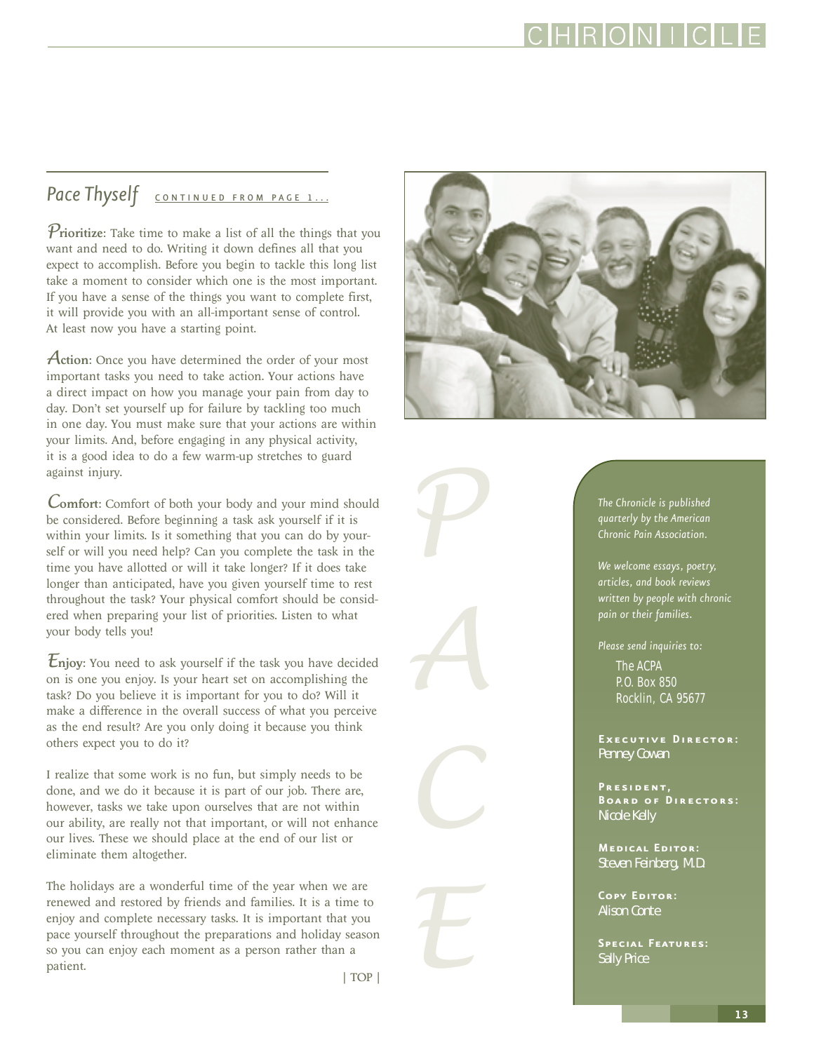## Pace Thyself *continued from page 1...*

**Prioritize**: Take time to make a list of all the things that you want and need to do. Writing it down defines all that you expect to accomplish. Before you begin to tackle this long list take a moment to consider which one is the most important. If you have a sense of the things you want to complete first, it will provide you with an all-important sense of control. At least now you have a starting point.

**Action**: Once you have determined the order of your most important tasks you need to take action. Your actions have a direct impact on how you manage your pain from day to day. Don't set yourself up for failure by tackling too much in one day. You must make sure that your actions are within your limits. And, before engaging in any physical activity, it is a good idea to do a few warm-up stretches to guard against injury.

**Comfort**: Comfort of both your body and your mind should be considered. Before beginning a task ask yourself if it is within your limits. Is it something that you can do by yourself or will you need help? Can you complete the task in the time you have allotted or will it take longer? If it does take longer than anticipated, have you given yourself time to rest throughout the task? Your physical comfort should be considered when preparing your list of priorities. Listen to what your body tells you!

**Enjoy**: You need to ask yourself if the task you have decided on is one you enjoy. Is your heart set on accomplishing the task? Do you believe it is important for you to do? Will it make a difference in the overall success of what you perceive as the end result? Are you only doing it because you think others expect you to do it?

I realize that some work is no fun, but simply needs to be done, and we do it because it is part of our job. There are, however, tasks we take upon ourselves that are not within our ability, are really not that important, or will not enhance our lives. These we should place at the end of our list or eliminate them altogether.

The holidays are a wonderful time of the year when we are renewed and restored by friends and families. It is a time to enjoy and complete necessary tasks. It is important that you pace yourself throughout the preparations and holiday season so you can enjoy each moment as a person rather than a patient.

| TOP |

P A C E

*The Chronicle is published quarterly by the American Chronic Pain Association.*

*We welcome essays, poetry, articles, and book reviews written by people with chronic pain or their families.*

*Please send inquiries to:*

The ACPA
P.O. Box 850
Rocklin, CA 95677

**Executive Director:**
Penney Cowan

**President, Board of Directors:**
Nicole Kelly

**Medical Editor:**
Steven Feinberg, M.D.

**Copy Editor:**
Alison Conte

**Special Features:**
Sally Price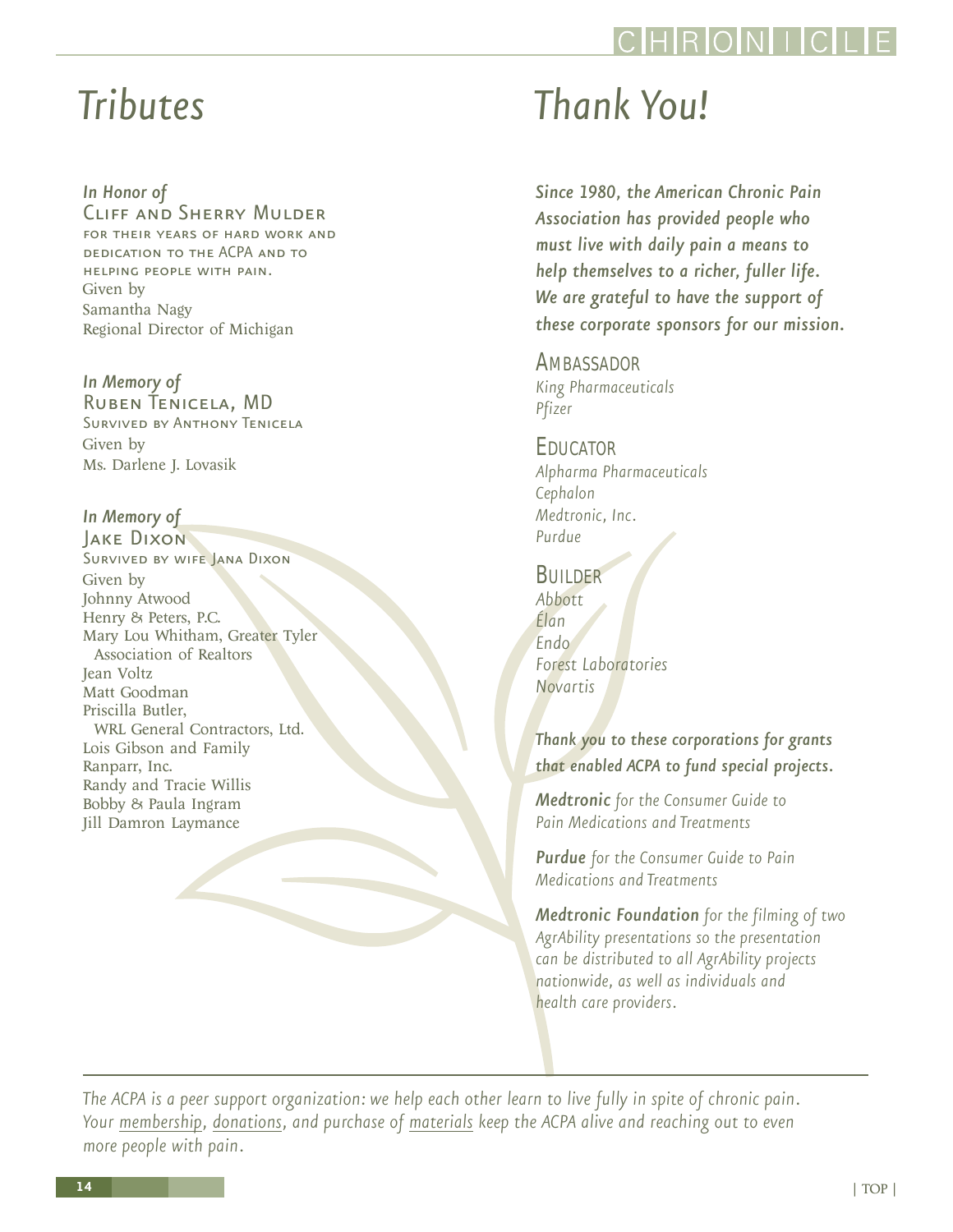# Tributes

*In Honor of*
CLIFF AND SHERRY MULDER
FOR THEIR YEARS OF HARD WORK AND DEDICATION TO THE ACPA AND TO HELPING PEOPLE WITH PAIN.
Given by
Samantha Nagy
Regional Director of Michigan

*In Memory of*
RUBEN TENICELA, MD
SURVIVED BY ANTHONY TENICELA
Given by
Ms. Darlene J. Lovasik

*In Memory of*
JAKE DIXON
SURVIVED BY WIFE JANA DIXON
Given by
Johnny Atwood
Henry & Peters, P.C.
Mary Lou Whitham, Greater Tyler Association of Realtors
Jean Voltz
Matt Goodman
Priscilla Butler, WRL General Contractors, Ltd.
Lois Gibson and Family
Ranparr, Inc.
Randy and Tracie Willis
Bobby & Paula Ingram
Jill Damron Laymance

# Thank You!

***Since 1980, the American Chronic Pain Association has provided people who must live with daily pain a means to help themselves to a richer, fuller life. We are grateful to have the support of these corporate sponsors for our mission.***

AMBASSADOR
*King Pharmaceuticals*
*Pfizer*

EDUCATOR
*Alpharma Pharmaceuticals*
*Cephalon*
*Medtronic, Inc.*
*Purdue*

BUILDER
*Abbott*
*Élan*
*Endo*
*Forest Laboratories*
*Novartis*

***Thank you to these corporations for grants that enabled ACPA to fund special projects.***

***Medtronic*** *for the Consumer Guide to Pain Medications and Treatments*

***Purdue*** *for the Consumer Guide to Pain Medications and Treatments*

***Medtronic Foundation*** *for the filming of two AgrAbility presentations so the presentation can be distributed to all AgrAbility projects nationwide, as well as individuals and health care providers.*

---

*The ACPA is a peer support organization: we help each other learn to live fully in spite of chronic pain. Your membership, donations, and purchase of materials keep the ACPA alive and reaching out to even more people with pain.*